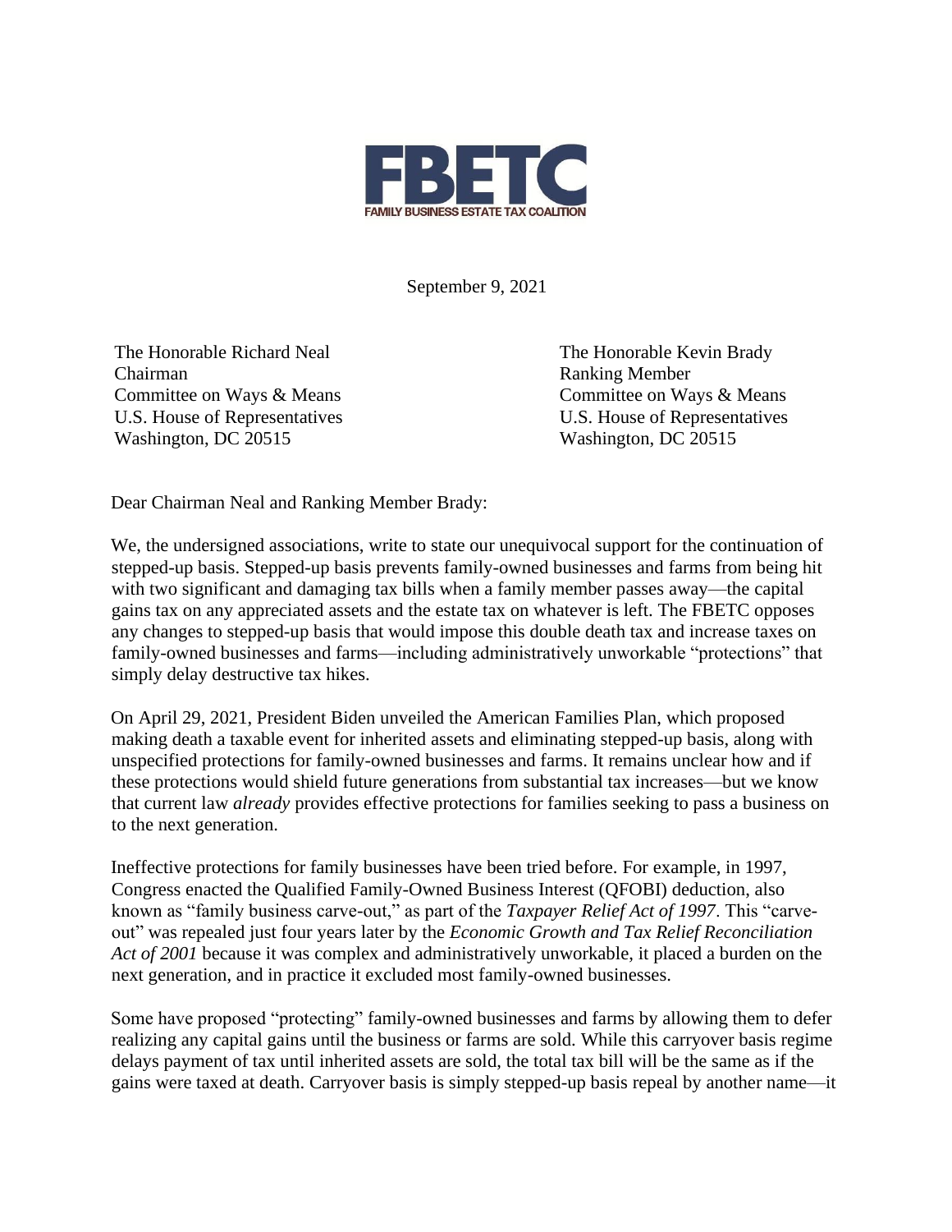# FBETC

FAMILY BUSINESS ESTATE TAX COALITION

September 9, 2021

The Honorable Richard Neal
Chairman
Committee on Ways & Means
U.S. House of Representatives
Washington, DC 20515

The Honorable Kevin Brady
Ranking Member
Committee on Ways & Means
U.S. House of Representatives
Washington, DC 20515

Dear Chairman Neal and Ranking Member Brady:

We, the undersigned associations, write to state our unequivocal support for the continuation of stepped-up basis. Stepped-up basis prevents family-owned businesses and farms from being hit with two significant and damaging tax bills when a family member passes away—the capital gains tax on any appreciated assets and the estate tax on whatever is left. The FBETC opposes any changes to stepped-up basis that would impose this double death tax and increase taxes on family-owned businesses and farms—including administratively unworkable "protections" that simply delay destructive tax hikes.

On April 29, 2021, President Biden unveiled the American Families Plan, which proposed making death a taxable event for inherited assets and eliminating stepped-up basis, along with unspecified protections for family-owned businesses and farms. It remains unclear how and if these protections would shield future generations from substantial tax increases—but we know that current law *already* provides effective protections for families seeking to pass a business on to the next generation.

Ineffective protections for family businesses have been tried before. For example, in 1997, Congress enacted the Qualified Family-Owned Business Interest (QFOBI) deduction, also known as "family business carve-out," as part of the *Taxpayer Relief Act of 1997*. This "carve-out" was repealed just four years later by the *Economic Growth and Tax Relief Reconciliation Act of 2001* because it was complex and administratively unworkable, it placed a burden on the next generation, and in practice it excluded most family-owned businesses.

Some have proposed "protecting" family-owned businesses and farms by allowing them to defer realizing any capital gains until the business or farms are sold. While this carryover basis regime delays payment of tax until inherited assets are sold, the total tax bill will be the same as if the gains were taxed at death. Carryover basis is simply stepped-up basis repeal by another name—it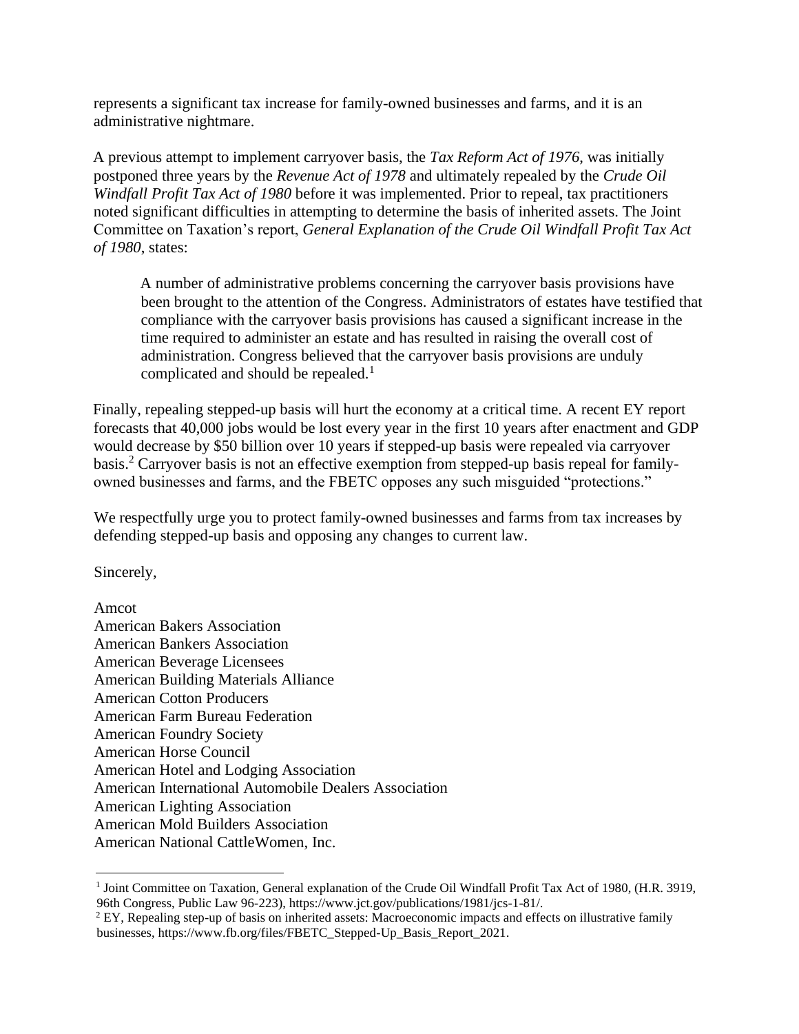represents a significant tax increase for family-owned businesses and farms, and it is an administrative nightmare.

A previous attempt to implement carryover basis, the *Tax Reform Act of 1976*, was initially postponed three years by the *Revenue Act of 1978* and ultimately repealed by the *Crude Oil Windfall Profit Tax Act of 1980* before it was implemented. Prior to repeal, tax practitioners noted significant difficulties in attempting to determine the basis of inherited assets. The Joint Committee on Taxation's report, *General Explanation of the Crude Oil Windfall Profit Tax Act of 1980*, states:

> A number of administrative problems concerning the carryover basis provisions have been brought to the attention of the Congress. Administrators of estates have testified that compliance with the carryover basis provisions has caused a significant increase in the time required to administer an estate and has resulted in raising the overall cost of administration. Congress believed that the carryover basis provisions are unduly complicated and should be repealed.[1]

Finally, repealing stepped-up basis will hurt the economy at a critical time. A recent EY report forecasts that 40,000 jobs would be lost every year in the first 10 years after enactment and GDP would decrease by $50 billion over 10 years if stepped-up basis were repealed via carryover basis.[2] Carryover basis is not an effective exemption from stepped-up basis repeal for family-owned businesses and farms, and the FBETC opposes any such misguided "protections."

We respectfully urge you to protect family-owned businesses and farms from tax increases by defending stepped-up basis and opposing any changes to current law.

Sincerely,

Amcot
American Bakers Association
American Bankers Association
American Beverage Licensees
American Building Materials Alliance
American Cotton Producers
American Farm Bureau Federation
American Foundry Society
American Horse Council
American Hotel and Lodging Association
American International Automobile Dealers Association
American Lighting Association
American Mold Builders Association
American National CattleWomen, Inc.

---

[1] Joint Committee on Taxation, General explanation of the Crude Oil Windfall Profit Tax Act of 1980, (H.R. 3919, 96th Congress, Public Law 96-223), https://www.jct.gov/publications/1981/jcs-1-81/.

[2] EY, Repealing step-up of basis on inherited assets: Macroeconomic impacts and effects on illustrative family businesses, https://www.fb.org/files/FBETC_Stepped-Up_Basis_Report_2021.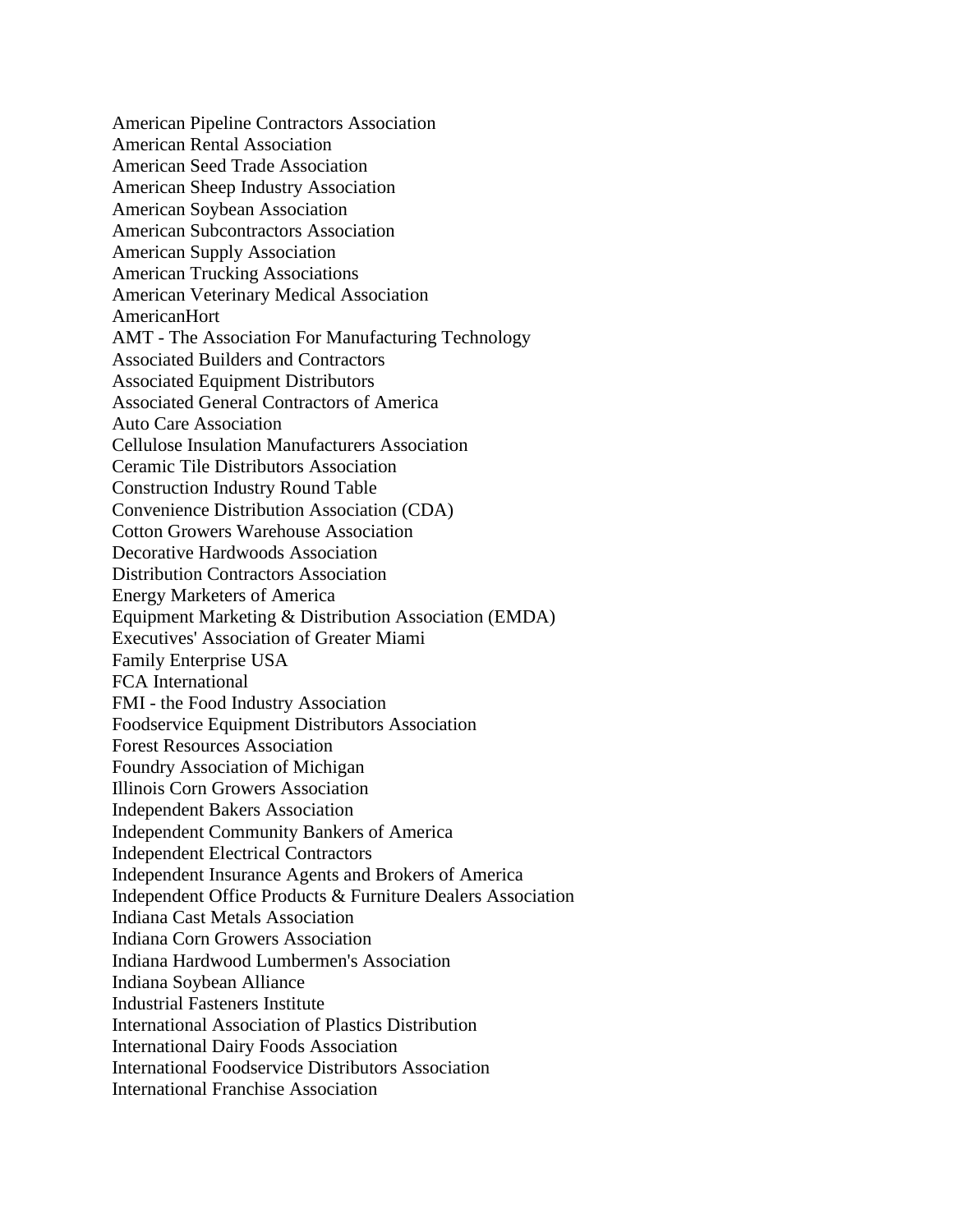American Pipeline Contractors Association
American Rental Association
American Seed Trade Association
American Sheep Industry Association
American Soybean Association
American Subcontractors Association
American Supply Association
American Trucking Associations
American Veterinary Medical Association
AmericanHort
AMT - The Association For Manufacturing Technology
Associated Builders and Contractors
Associated Equipment Distributors
Associated General Contractors of America
Auto Care Association
Cellulose Insulation Manufacturers Association
Ceramic Tile Distributors Association
Construction Industry Round Table
Convenience Distribution Association (CDA)
Cotton Growers Warehouse Association
Decorative Hardwoods Association
Distribution Contractors Association
Energy Marketers of America
Equipment Marketing & Distribution Association (EMDA)
Executives' Association of Greater Miami
Family Enterprise USA
FCA International
FMI - the Food Industry Association
Foodservice Equipment Distributors Association
Forest Resources Association
Foundry Association of Michigan
Illinois Corn Growers Association
Independent Bakers Association
Independent Community Bankers of America
Independent Electrical Contractors
Independent Insurance Agents and Brokers of America
Independent Office Products & Furniture Dealers Association
Indiana Cast Metals Association
Indiana Corn Growers Association
Indiana Hardwood Lumbermen's Association
Indiana Soybean Alliance
Industrial Fasteners Institute
International Association of Plastics Distribution
International Dairy Foods Association
International Foodservice Distributors Association
International Franchise Association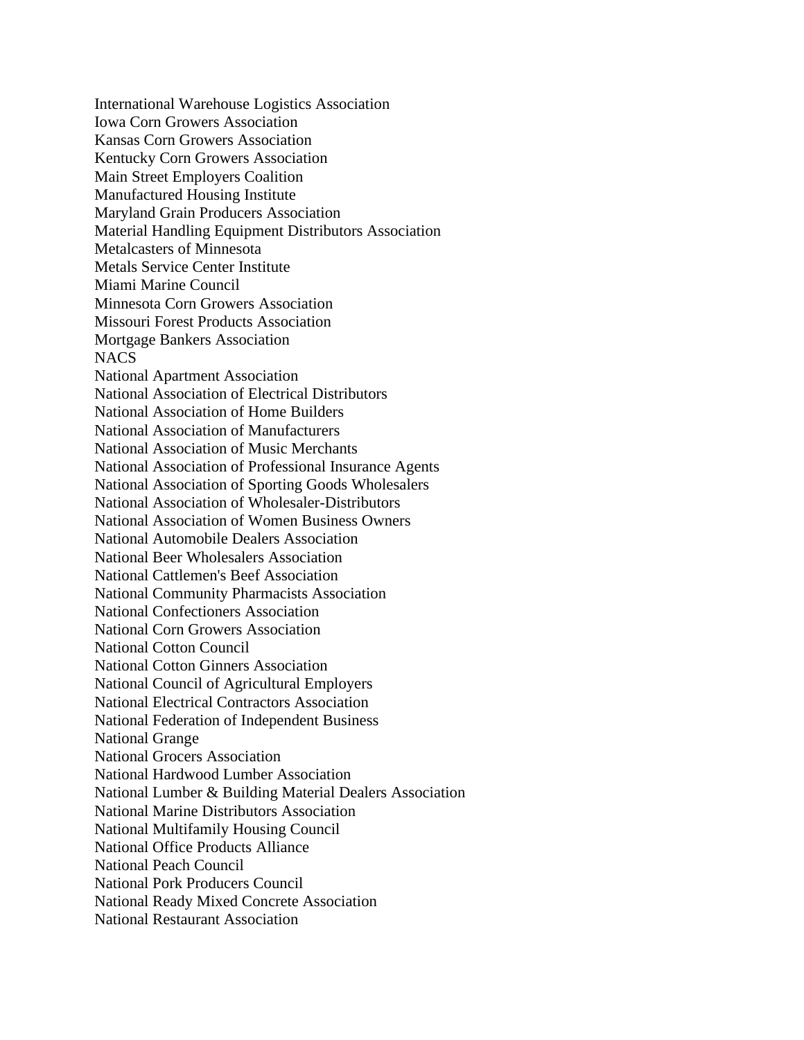International Warehouse Logistics Association
Iowa Corn Growers Association
Kansas Corn Growers Association
Kentucky Corn Growers Association
Main Street Employers Coalition
Manufactured Housing Institute
Maryland Grain Producers Association
Material Handling Equipment Distributors Association
Metalcasters of Minnesota
Metals Service Center Institute
Miami Marine Council
Minnesota Corn Growers Association
Missouri Forest Products Association
Mortgage Bankers Association
NACS
National Apartment Association
National Association of Electrical Distributors
National Association of Home Builders
National Association of Manufacturers
National Association of Music Merchants
National Association of Professional Insurance Agents
National Association of Sporting Goods Wholesalers
National Association of Wholesaler-Distributors
National Association of Women Business Owners
National Automobile Dealers Association
National Beer Wholesalers Association
National Cattlemen's Beef Association
National Community Pharmacists Association
National Confectioners Association
National Corn Growers Association
National Cotton Council
National Cotton Ginners Association
National Council of Agricultural Employers
National Electrical Contractors Association
National Federation of Independent Business
National Grange
National Grocers Association
National Hardwood Lumber Association
National Lumber & Building Material Dealers Association
National Marine Distributors Association
National Multifamily Housing Council
National Office Products Alliance
National Peach Council
National Pork Producers Council
National Ready Mixed Concrete Association
National Restaurant Association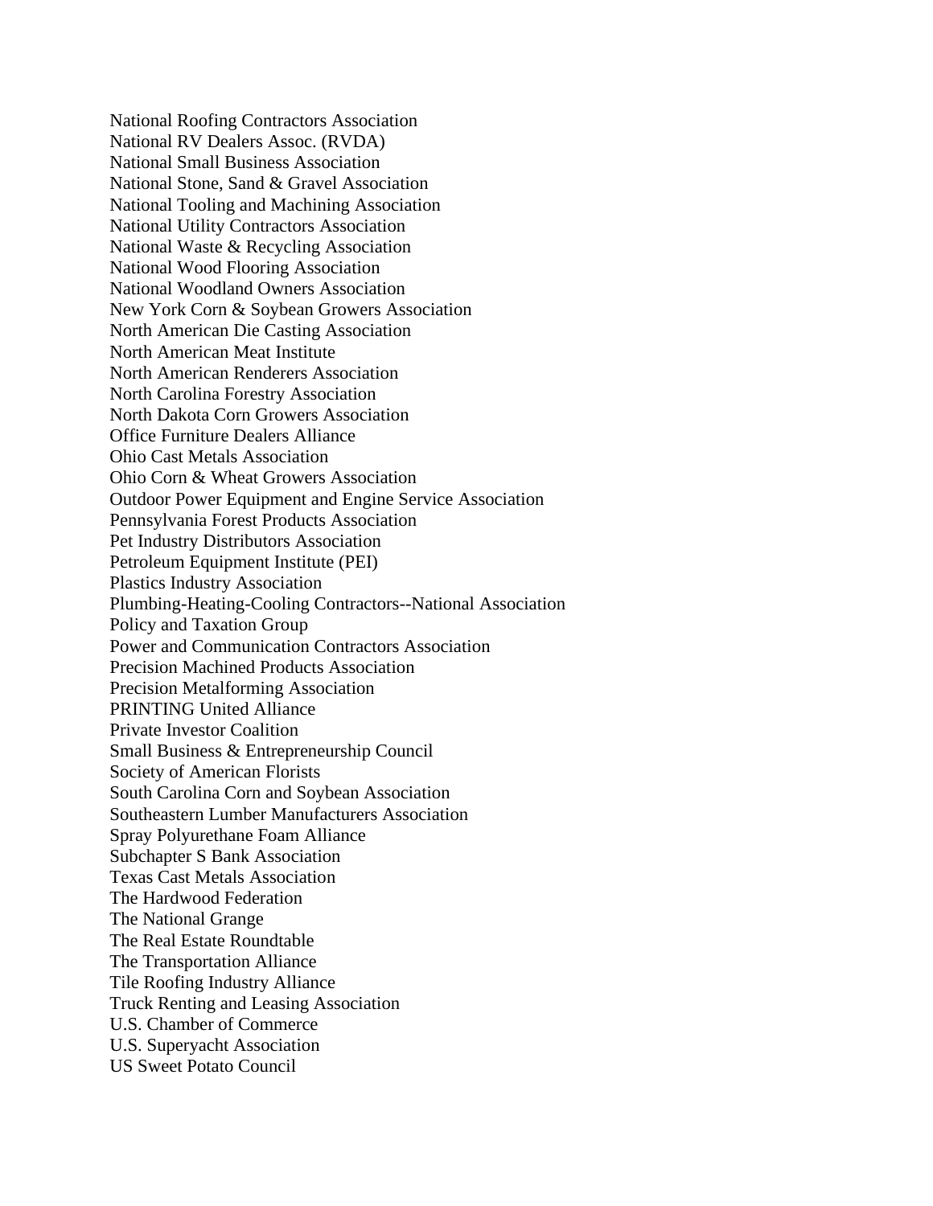National Roofing Contractors Association
National RV Dealers Assoc. (RVDA)
National Small Business Association
National Stone, Sand & Gravel Association
National Tooling and Machining Association
National Utility Contractors Association
National Waste & Recycling Association
National Wood Flooring Association
National Woodland Owners Association
New York Corn & Soybean Growers Association
North American Die Casting Association
North American Meat Institute
North American Renderers Association
North Carolina Forestry Association
North Dakota Corn Growers Association
Office Furniture Dealers Alliance
Ohio Cast Metals Association
Ohio Corn & Wheat Growers Association
Outdoor Power Equipment and Engine Service Association
Pennsylvania Forest Products Association
Pet Industry Distributors Association
Petroleum Equipment Institute (PEI)
Plastics Industry Association
Plumbing-Heating-Cooling Contractors--National Association
Policy and Taxation Group
Power and Communication Contractors Association
Precision Machined Products Association
Precision Metalforming Association
PRINTING United Alliance
Private Investor Coalition
Small Business & Entrepreneurship Council
Society of American Florists
South Carolina Corn and Soybean Association
Southeastern Lumber Manufacturers Association
Spray Polyurethane Foam Alliance
Subchapter S Bank Association
Texas Cast Metals Association
The Hardwood Federation
The National Grange
The Real Estate Roundtable
The Transportation Alliance
Tile Roofing Industry Alliance
Truck Renting and Leasing Association
U.S. Chamber of Commerce
U.S. Superyacht Association
US Sweet Potato Council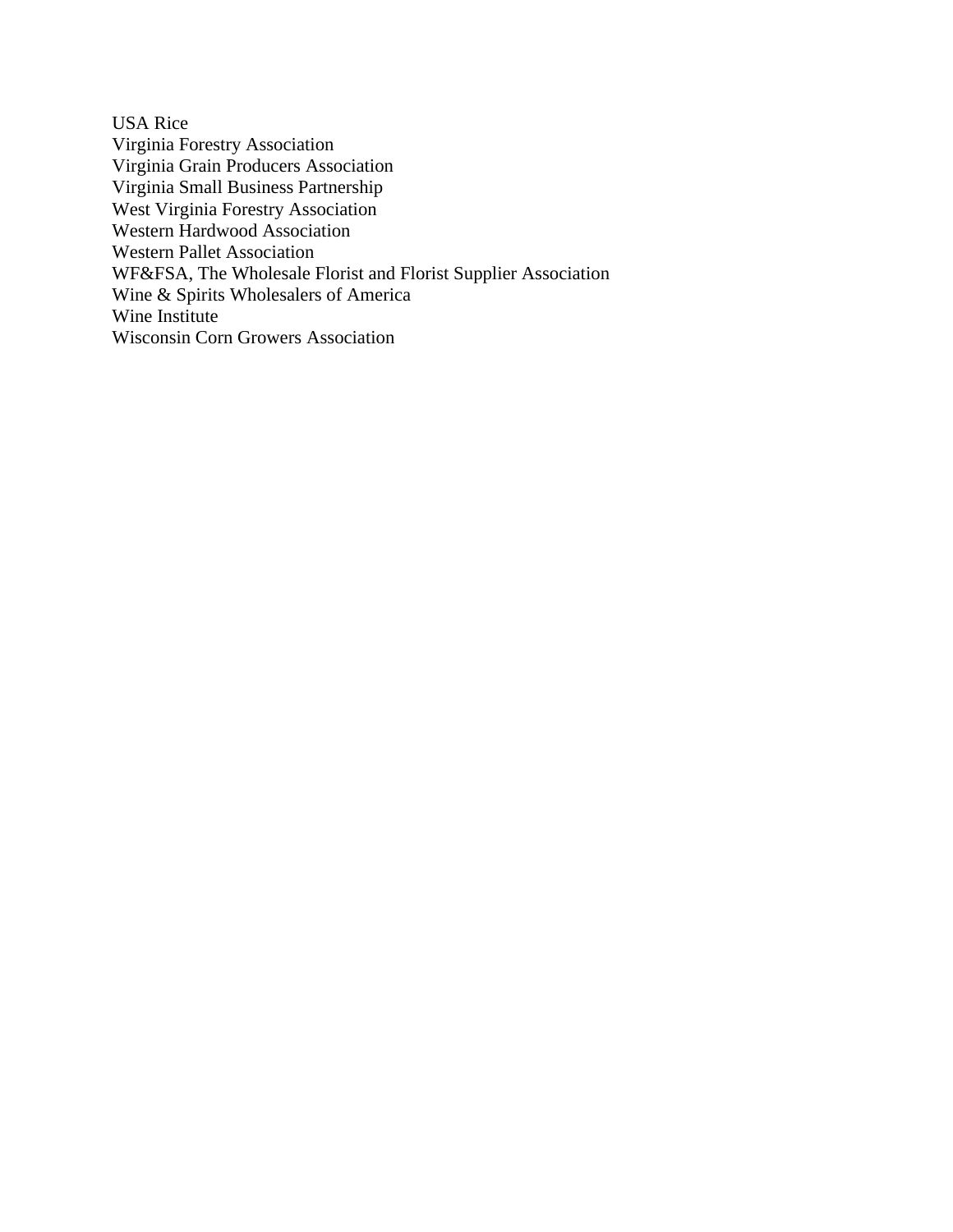USA Rice
Virginia Forestry Association
Virginia Grain Producers Association
Virginia Small Business Partnership
West Virginia Forestry Association
Western Hardwood Association
Western Pallet Association
WF&FSA, The Wholesale Florist and Florist Supplier Association
Wine & Spirits Wholesalers of America
Wine Institute
Wisconsin Corn Growers Association